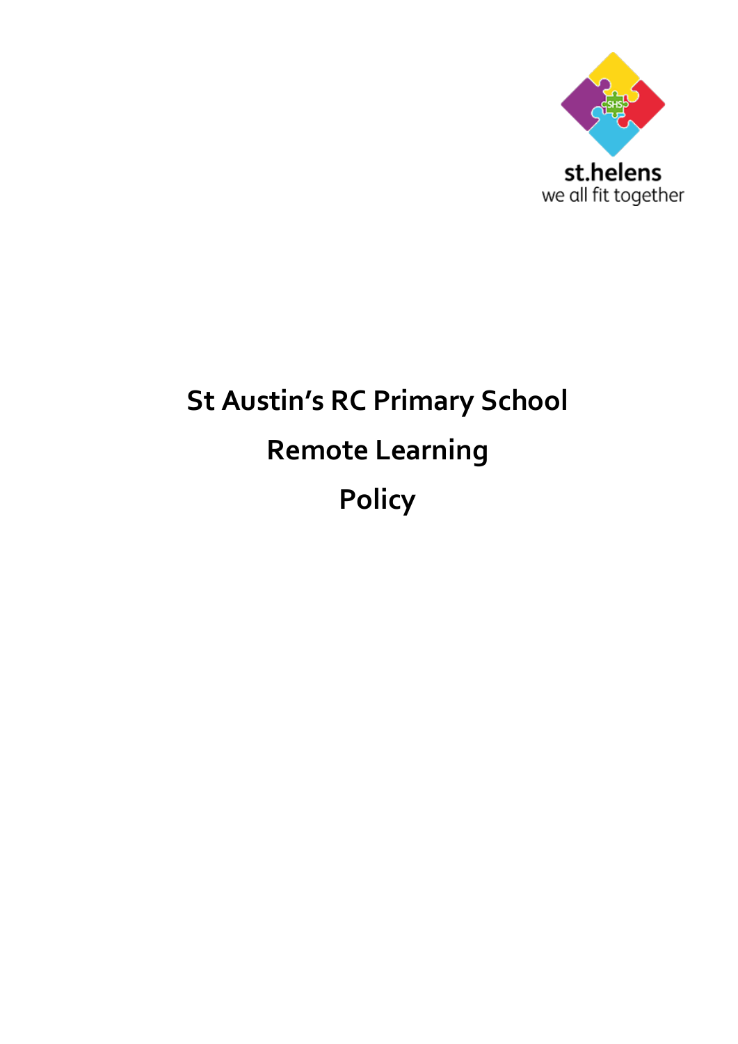st.helens
we all fit together

# St Austin's RC Primary School

# Remote Learning

# Policy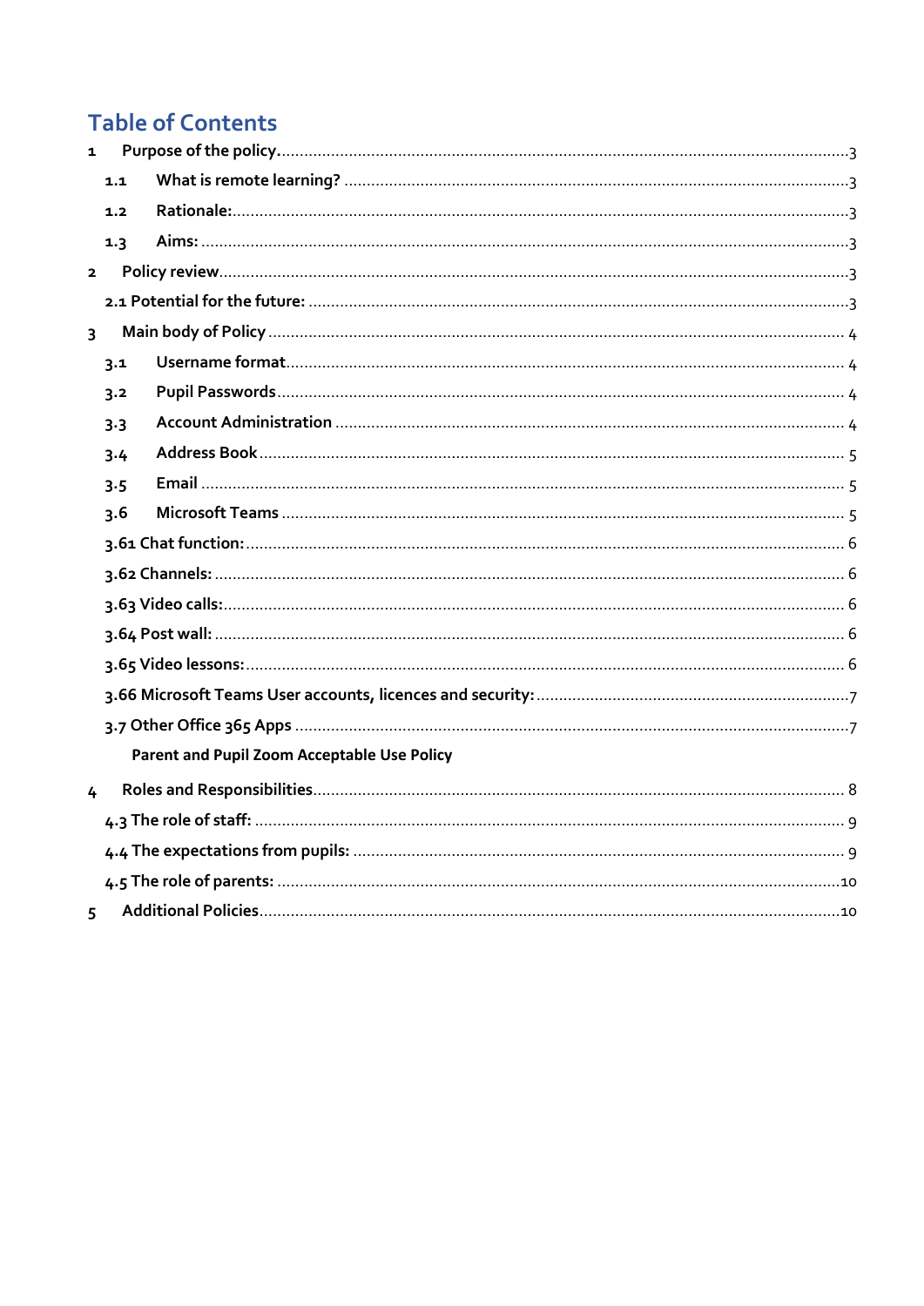# Table of Contents

1 Purpose of the policy..........3

- 1.1 What is remote learning? ..........3
- 1.2 Rationale:..........3
- 1.3 Aims: ..........3

2 Policy review..........3

- 2.1 Potential for the future: ..........3

3 Main body of Policy ..........4

- 3.1 Username format..........4
- 3.2 Pupil Passwords..........4
- 3.3 Account Administration ..........4
- 3.4 Address Book ..........5
- 3.5 Email ..........5
- 3.6 Microsoft Teams ..........5
- 3.61 Chat function:..........6
- 3.62 Channels: ..........6
- 3.63 Video calls:..........6
- 3.64 Post wall: ..........6
- 3.65 Video lessons:..........6
- 3.66 Microsoft Teams User accounts, licences and security:..........7
- 3.7 Other Office 365 Apps ..........7
  - Parent and Pupil Zoom Acceptable Use Policy

4 Roles and Responsibilities..........8

- 4.3 The role of staff: ..........9
- 4.4 The expectations from pupils: ..........9
- 4.5 The role of parents: ..........10

5 Additional Policies..........10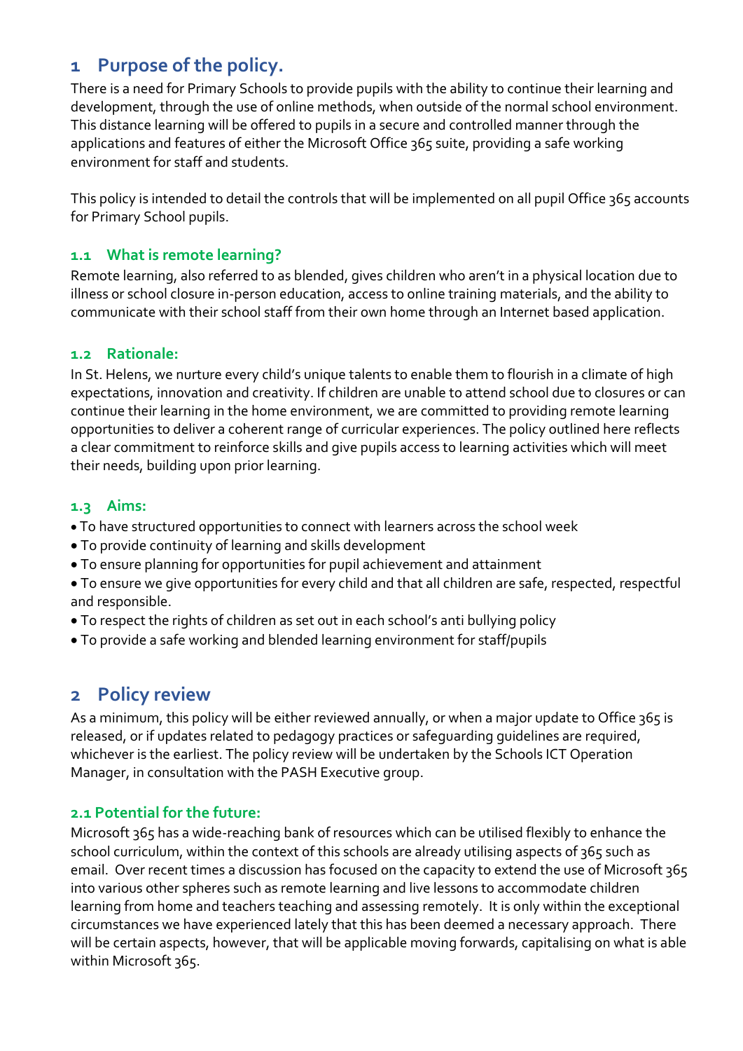# 1 Purpose of the policy.

There is a need for Primary Schools to provide pupils with the ability to continue their learning and development, through the use of online methods, when outside of the normal school environment. This distance learning will be offered to pupils in a secure and controlled manner through the applications and features of either the Microsoft Office 365 suite, providing a safe working environment for staff and students.

This policy is intended to detail the controls that will be implemented on all pupil Office 365 accounts for Primary School pupils.

## 1.1 What is remote learning?

Remote learning, also referred to as blended, gives children who aren't in a physical location due to illness or school closure in-person education, access to online training materials, and the ability to communicate with their school staff from their own home through an Internet based application.

## 1.2 Rationale:

In St. Helens, we nurture every child's unique talents to enable them to flourish in a climate of high expectations, innovation and creativity. If children are unable to attend school due to closures or can continue their learning in the home environment, we are committed to providing remote learning opportunities to deliver a coherent range of curricular experiences. The policy outlined here reflects a clear commitment to reinforce skills and give pupils access to learning activities which will meet their needs, building upon prior learning.

## 1.3 Aims:

- To have structured opportunities to connect with learners across the school week
- To provide continuity of learning and skills development
- To ensure planning for opportunities for pupil achievement and attainment
- To ensure we give opportunities for every child and that all children are safe, respected, respectful and responsible.
- To respect the rights of children as set out in each school's anti bullying policy
- To provide a safe working and blended learning environment for staff/pupils

# 2 Policy review

As a minimum, this policy will be either reviewed annually, or when a major update to Office 365 is released, or if updates related to pedagogy practices or safeguarding guidelines are required, whichever is the earliest. The policy review will be undertaken by the Schools ICT Operation Manager, in consultation with the PASH Executive group.

## 2.1 Potential for the future:

Microsoft 365 has a wide-reaching bank of resources which can be utilised flexibly to enhance the school curriculum, within the context of this schools are already utilising aspects of 365 such as email. Over recent times a discussion has focused on the capacity to extend the use of Microsoft 365 into various other spheres such as remote learning and live lessons to accommodate children learning from home and teachers teaching and assessing remotely. It is only within the exceptional circumstances we have experienced lately that this has been deemed a necessary approach. There will be certain aspects, however, that will be applicable moving forwards, capitalising on what is able within Microsoft 365.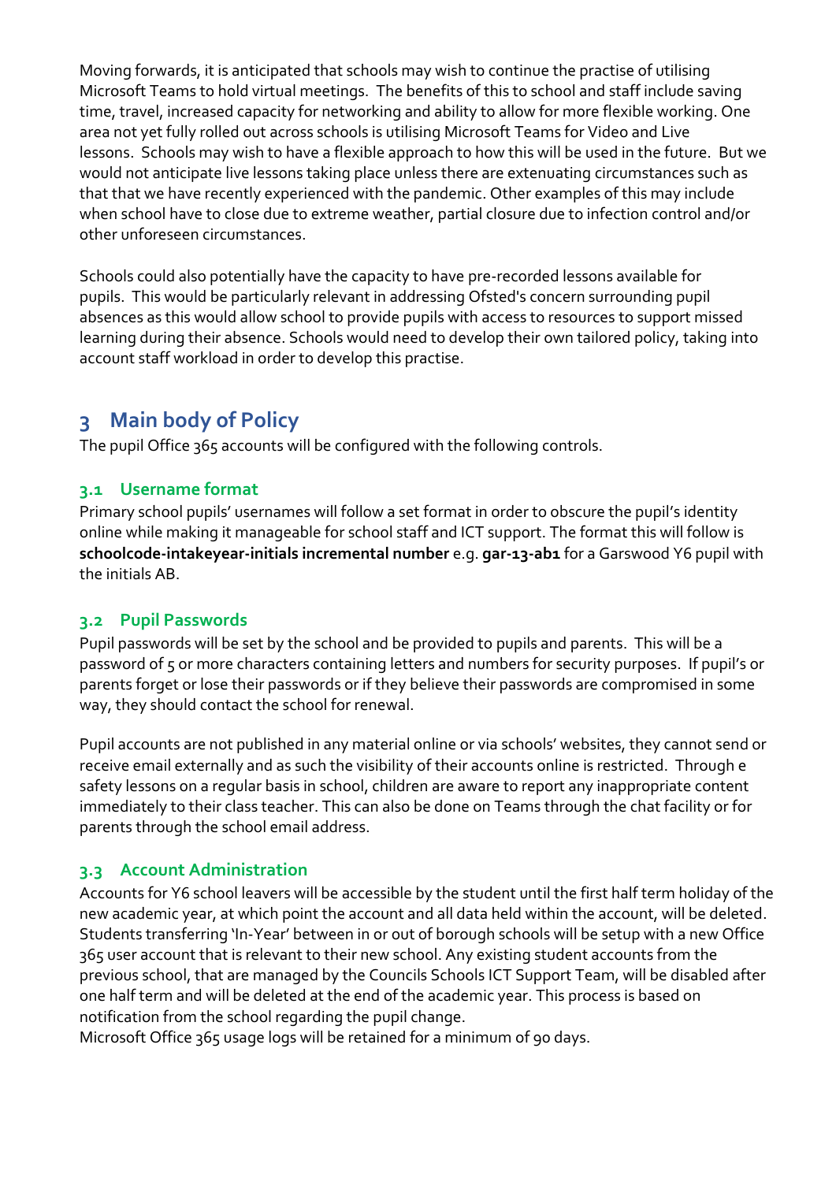Moving forwards, it is anticipated that schools may wish to continue the practise of utilising Microsoft Teams to hold virtual meetings. The benefits of this to school and staff include saving time, travel, increased capacity for networking and ability to allow for more flexible working. One area not yet fully rolled out across schools is utilising Microsoft Teams for Video and Live lessons. Schools may wish to have a flexible approach to how this will be used in the future. But we would not anticipate live lessons taking place unless there are extenuating circumstances such as that that we have recently experienced with the pandemic. Other examples of this may include when school have to close due to extreme weather, partial closure due to infection control and/or other unforeseen circumstances.

Schools could also potentially have the capacity to have pre-recorded lessons available for pupils. This would be particularly relevant in addressing Ofsted's concern surrounding pupil absences as this would allow school to provide pupils with access to resources to support missed learning during their absence. Schools would need to develop their own tailored policy, taking into account staff workload in order to develop this practise.

# 3 Main body of Policy

The pupil Office 365 accounts will be configured with the following controls.

## 3.1 Username format

Primary school pupils' usernames will follow a set format in order to obscure the pupil's identity online while making it manageable for school staff and ICT support. The format this will follow is **schoolcode-intakeyear-initials incremental number** e.g. **gar-13-ab1** for a Garswood Y6 pupil with the initials AB.

## 3.2 Pupil Passwords

Pupil passwords will be set by the school and be provided to pupils and parents. This will be a password of 5 or more characters containing letters and numbers for security purposes. If pupil's or parents forget or lose their passwords or if they believe their passwords are compromised in some way, they should contact the school for renewal.

Pupil accounts are not published in any material online or via schools' websites, they cannot send or receive email externally and as such the visibility of their accounts online is restricted. Through e safety lessons on a regular basis in school, children are aware to report any inappropriate content immediately to their class teacher. This can also be done on Teams through the chat facility or for parents through the school email address.

## 3.3 Account Administration

Accounts for Y6 school leavers will be accessible by the student until the first half term holiday of the new academic year, at which point the account and all data held within the account, will be deleted. Students transferring 'In-Year' between in or out of borough schools will be setup with a new Office 365 user account that is relevant to their new school. Any existing student accounts from the previous school, that are managed by the Councils Schools ICT Support Team, will be disabled after one half term and will be deleted at the end of the academic year. This process is based on notification from the school regarding the pupil change.
Microsoft Office 365 usage logs will be retained for a minimum of 90 days.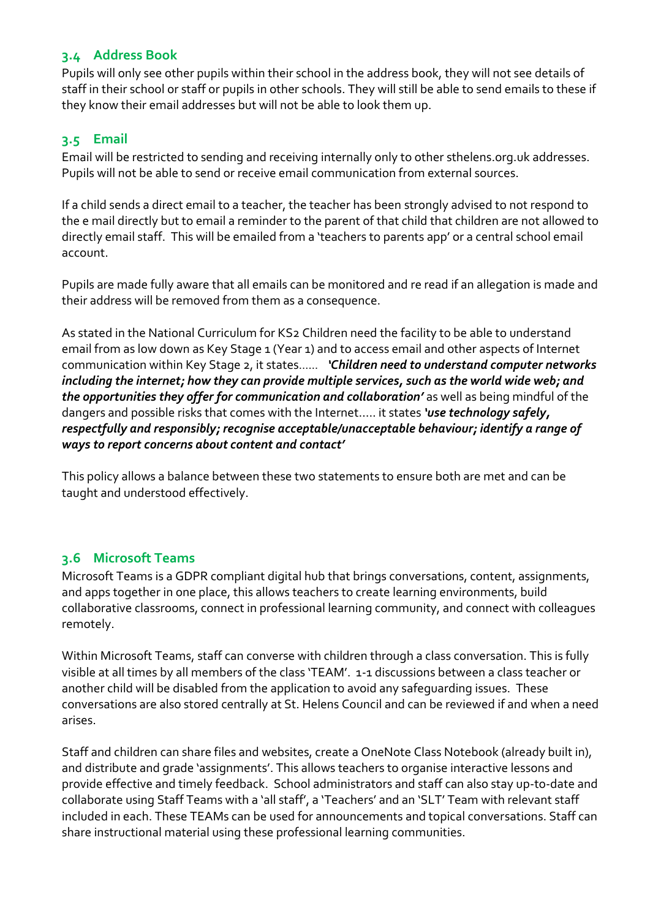### 3.4 Address Book

Pupils will only see other pupils within their school in the address book, they will not see details of staff in their school or staff or pupils in other schools. They will still be able to send emails to these if they know their email addresses but will not be able to look them up.

### 3.5 Email

Email will be restricted to sending and receiving internally only to other sthelens.org.uk addresses. Pupils will not be able to send or receive email communication from external sources.

If a child sends a direct email to a teacher, the teacher has been strongly advised to not respond to the e mail directly but to email a reminder to the parent of that child that children are not allowed to directly email staff. This will be emailed from a 'teachers to parents app' or a central school email account.

Pupils are made fully aware that all emails can be monitored and re read if an allegation is made and their address will be removed from them as a consequence.

As stated in the National Curriculum for KS2 Children need the facility to be able to understand email from as low down as Key Stage 1 (Year 1) and to access email and other aspects of Internet communication within Key Stage 2, it states…… ***'Children need to understand computer networks including the internet; how they can provide multiple services, such as the world wide web; and the opportunities they offer for communication and collaboration'*** as well as being mindful of the dangers and possible risks that comes with the Internet….. it states ***'use technology safely, respectfully and responsibly; recognise acceptable/unacceptable behaviour; identify a range of ways to report concerns about content and contact'***

This policy allows a balance between these two statements to ensure both are met and can be taught and understood effectively.

### 3.6 Microsoft Teams

Microsoft Teams is a GDPR compliant digital hub that brings conversations, content, assignments, and apps together in one place, this allows teachers to create learning environments, build collaborative classrooms, connect in professional learning community, and connect with colleagues remotely.

Within Microsoft Teams, staff can converse with children through a class conversation. This is fully visible at all times by all members of the class 'TEAM'. 1-1 discussions between a class teacher or another child will be disabled from the application to avoid any safeguarding issues. These conversations are also stored centrally at St. Helens Council and can be reviewed if and when a need arises.

Staff and children can share files and websites, create a OneNote Class Notebook (already built in), and distribute and grade 'assignments'. This allows teachers to organise interactive lessons and provide effective and timely feedback. School administrators and staff can also stay up-to-date and collaborate using Staff Teams with a 'all staff', a 'Teachers' and an 'SLT' Team with relevant staff included in each. These TEAMs can be used for announcements and topical conversations. Staff can share instructional material using these professional learning communities.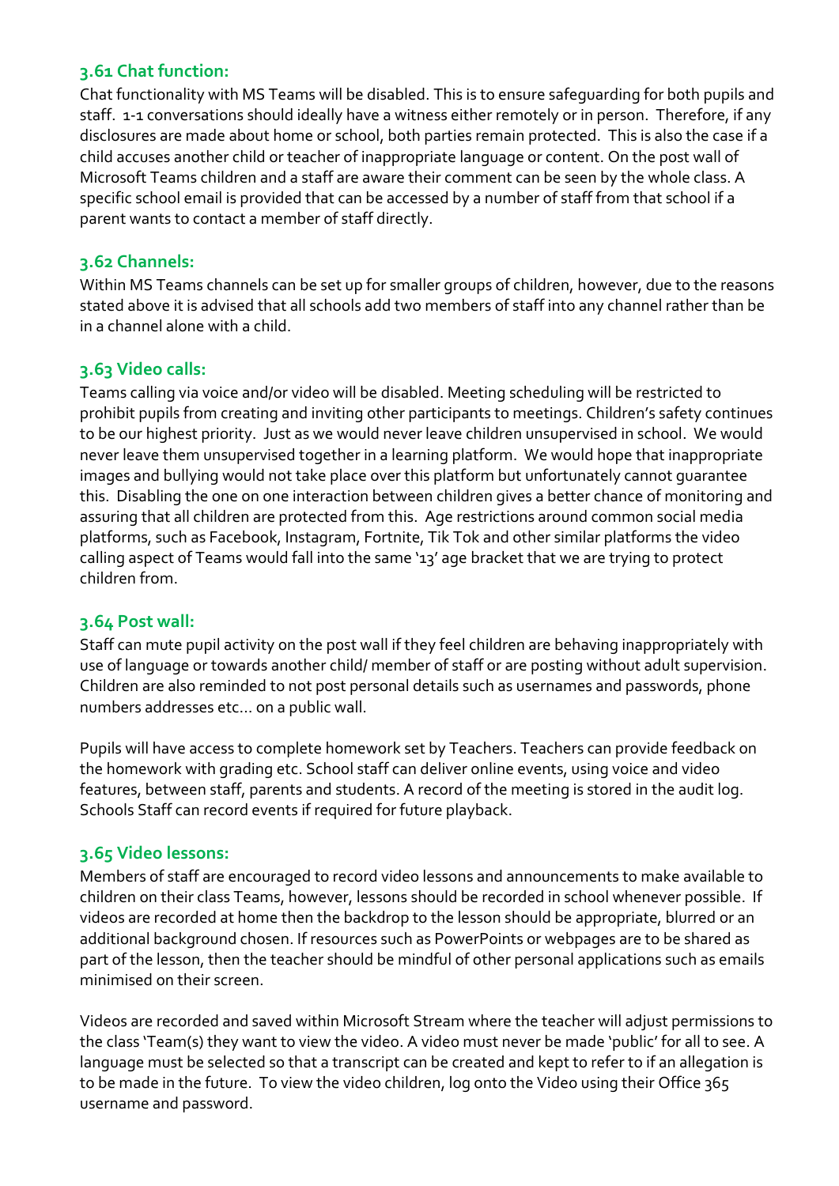### 3.61 Chat function:

Chat functionality with MS Teams will be disabled. This is to ensure safeguarding for both pupils and staff. 1-1 conversations should ideally have a witness either remotely or in person. Therefore, if any disclosures are made about home or school, both parties remain protected. This is also the case if a child accuses another child or teacher of inappropriate language or content. On the post wall of Microsoft Teams children and a staff are aware their comment can be seen by the whole class. A specific school email is provided that can be accessed by a number of staff from that school if a parent wants to contact a member of staff directly.

### 3.62 Channels:

Within MS Teams channels can be set up for smaller groups of children, however, due to the reasons stated above it is advised that all schools add two members of staff into any channel rather than be in a channel alone with a child.

### 3.63 Video calls:

Teams calling via voice and/or video will be disabled. Meeting scheduling will be restricted to prohibit pupils from creating and inviting other participants to meetings. Children's safety continues to be our highest priority. Just as we would never leave children unsupervised in school. We would never leave them unsupervised together in a learning platform. We would hope that inappropriate images and bullying would not take place over this platform but unfortunately cannot guarantee this. Disabling the one on one interaction between children gives a better chance of monitoring and assuring that all children are protected from this. Age restrictions around common social media platforms, such as Facebook, Instagram, Fortnite, Tik Tok and other similar platforms the video calling aspect of Teams would fall into the same '13' age bracket that we are trying to protect children from.

### 3.64 Post wall:

Staff can mute pupil activity on the post wall if they feel children are behaving inappropriately with use of language or towards another child/ member of staff or are posting without adult supervision. Children are also reminded to not post personal details such as usernames and passwords, phone numbers addresses etc… on a public wall.

Pupils will have access to complete homework set by Teachers. Teachers can provide feedback on the homework with grading etc. School staff can deliver online events, using voice and video features, between staff, parents and students. A record of the meeting is stored in the audit log. Schools Staff can record events if required for future playback.

### 3.65 Video lessons:

Members of staff are encouraged to record video lessons and announcements to make available to children on their class Teams, however, lessons should be recorded in school whenever possible. If videos are recorded at home then the backdrop to the lesson should be appropriate, blurred or an additional background chosen. If resources such as PowerPoints or webpages are to be shared as part of the lesson, then the teacher should be mindful of other personal applications such as emails minimised on their screen.

Videos are recorded and saved within Microsoft Stream where the teacher will adjust permissions to the class 'Team(s) they want to view the video. A video must never be made 'public' for all to see. A language must be selected so that a transcript can be created and kept to refer to if an allegation is to be made in the future. To view the video children, log onto the Video using their Office 365 username and password.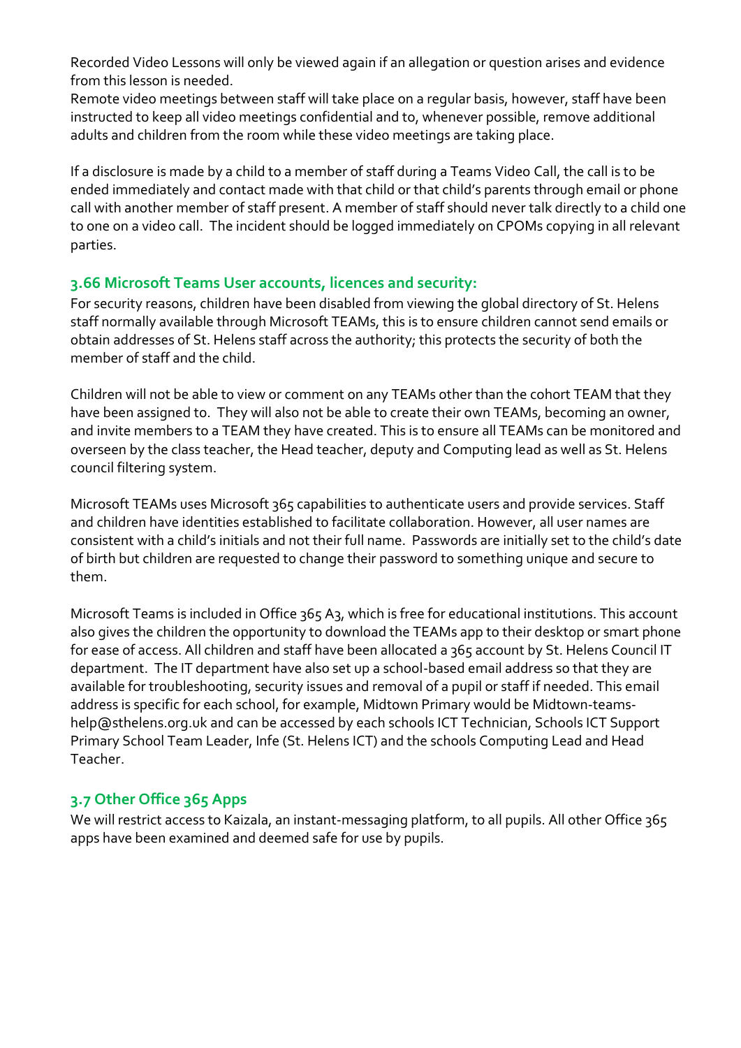Recorded Video Lessons will only be viewed again if an allegation or question arises and evidence from this lesson is needed.
Remote video meetings between staff will take place on a regular basis, however, staff have been instructed to keep all video meetings confidential and to, whenever possible, remove additional adults and children from the room while these video meetings are taking place.

If a disclosure is made by a child to a member of staff during a Teams Video Call, the call is to be ended immediately and contact made with that child or that child's parents through email or phone call with another member of staff present. A member of staff should never talk directly to a child one to one on a video call. The incident should be logged immediately on CPOMs copying in all relevant parties.

### 3.66 Microsoft Teams User accounts, licences and security:

For security reasons, children have been disabled from viewing the global directory of St. Helens staff normally available through Microsoft TEAMs, this is to ensure children cannot send emails or obtain addresses of St. Helens staff across the authority; this protects the security of both the member of staff and the child.

Children will not be able to view or comment on any TEAMs other than the cohort TEAM that they have been assigned to. They will also not be able to create their own TEAMs, becoming an owner, and invite members to a TEAM they have created. This is to ensure all TEAMs can be monitored and overseen by the class teacher, the Head teacher, deputy and Computing lead as well as St. Helens council filtering system.

Microsoft TEAMs uses Microsoft 365 capabilities to authenticate users and provide services. Staff and children have identities established to facilitate collaboration. However, all user names are consistent with a child's initials and not their full name. Passwords are initially set to the child's date of birth but children are requested to change their password to something unique and secure to them.

Microsoft Teams is included in Office 365 A3, which is free for educational institutions. This account also gives the children the opportunity to download the TEAMs app to their desktop or smart phone for ease of access. All children and staff have been allocated a 365 account by St. Helens Council IT department. The IT department have also set up a school-based email address so that they are available for troubleshooting, security issues and removal of a pupil or staff if needed. This email address is specific for each school, for example, Midtown Primary would be Midtown-teams-help@sthelens.org.uk and can be accessed by each schools ICT Technician, Schools ICT Support Primary School Team Leader, Infe (St. Helens ICT) and the schools Computing Lead and Head Teacher.

### 3.7 Other Office 365 Apps

We will restrict access to Kaizala, an instant-messaging platform, to all pupils. All other Office 365 apps have been examined and deemed safe for use by pupils.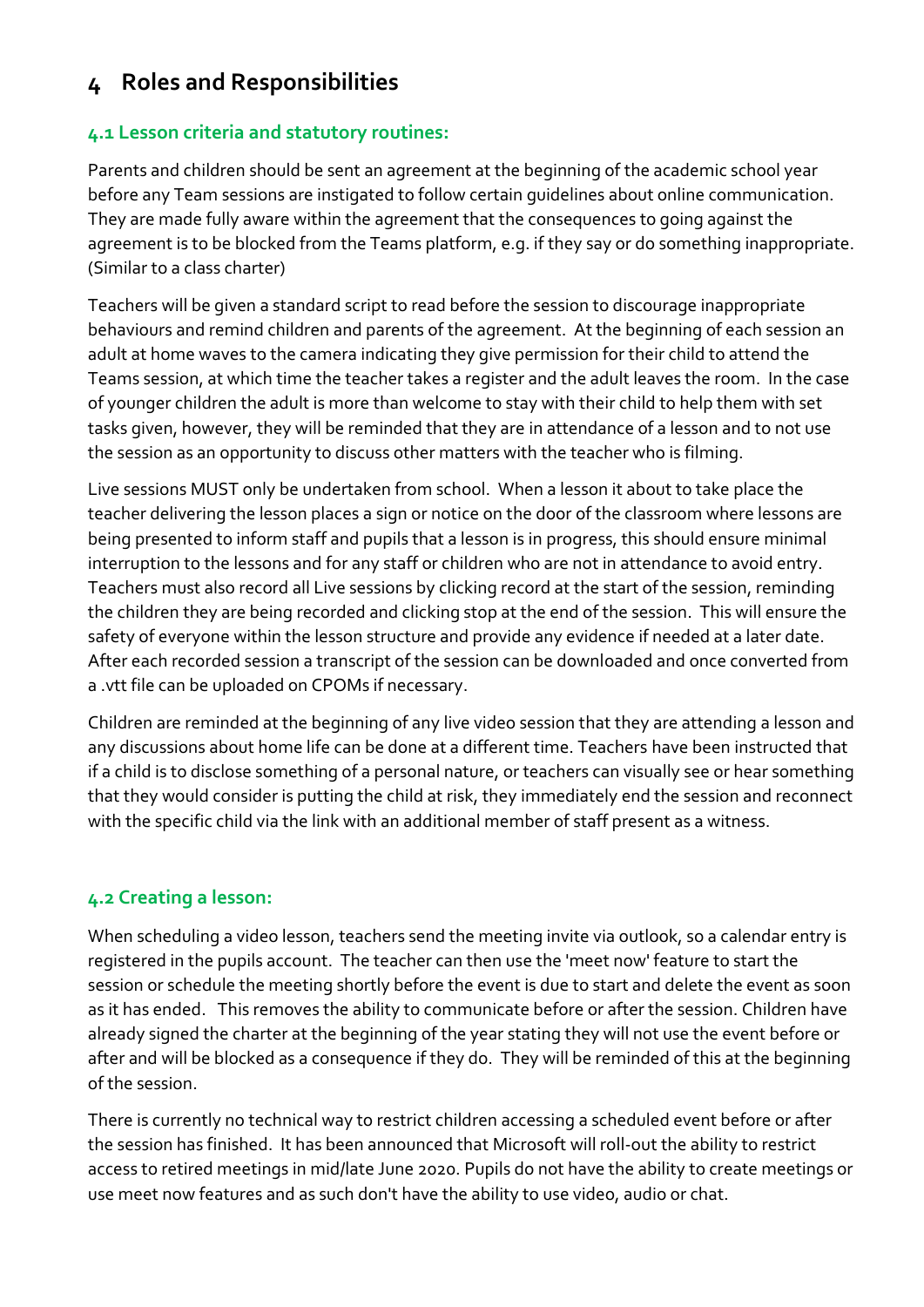# 4 Roles and Responsibilities

### 4.1 Lesson criteria and statutory routines:

Parents and children should be sent an agreement at the beginning of the academic school year before any Team sessions are instigated to follow certain guidelines about online communication. They are made fully aware within the agreement that the consequences to going against the agreement is to be blocked from the Teams platform, e.g. if they say or do something inappropriate. (Similar to a class charter)

Teachers will be given a standard script to read before the session to discourage inappropriate behaviours and remind children and parents of the agreement. At the beginning of each session an adult at home waves to the camera indicating they give permission for their child to attend the Teams session, at which time the teacher takes a register and the adult leaves the room. In the case of younger children the adult is more than welcome to stay with their child to help them with set tasks given, however, they will be reminded that they are in attendance of a lesson and to not use the session as an opportunity to discuss other matters with the teacher who is filming.

Live sessions MUST only be undertaken from school. When a lesson it about to take place the teacher delivering the lesson places a sign or notice on the door of the classroom where lessons are being presented to inform staff and pupils that a lesson is in progress, this should ensure minimal interruption to the lessons and for any staff or children who are not in attendance to avoid entry. Teachers must also record all Live sessions by clicking record at the start of the session, reminding the children they are being recorded and clicking stop at the end of the session. This will ensure the safety of everyone within the lesson structure and provide any evidence if needed at a later date. After each recorded session a transcript of the session can be downloaded and once converted from a .vtt file can be uploaded on CPOMs if necessary.

Children are reminded at the beginning of any live video session that they are attending a lesson and any discussions about home life can be done at a different time. Teachers have been instructed that if a child is to disclose something of a personal nature, or teachers can visually see or hear something that they would consider is putting the child at risk, they immediately end the session and reconnect with the specific child via the link with an additional member of staff present as a witness.

### 4.2 Creating a lesson:

When scheduling a video lesson, teachers send the meeting invite via outlook, so a calendar entry is registered in the pupils account. The teacher can then use the 'meet now' feature to start the session or schedule the meeting shortly before the event is due to start and delete the event as soon as it has ended. This removes the ability to communicate before or after the session. Children have already signed the charter at the beginning of the year stating they will not use the event before or after and will be blocked as a consequence if they do. They will be reminded of this at the beginning of the session.

There is currently no technical way to restrict children accessing a scheduled event before or after the session has finished. It has been announced that Microsoft will roll-out the ability to restrict access to retired meetings in mid/late June 2020. Pupils do not have the ability to create meetings or use meet now features and as such don't have the ability to use video, audio or chat.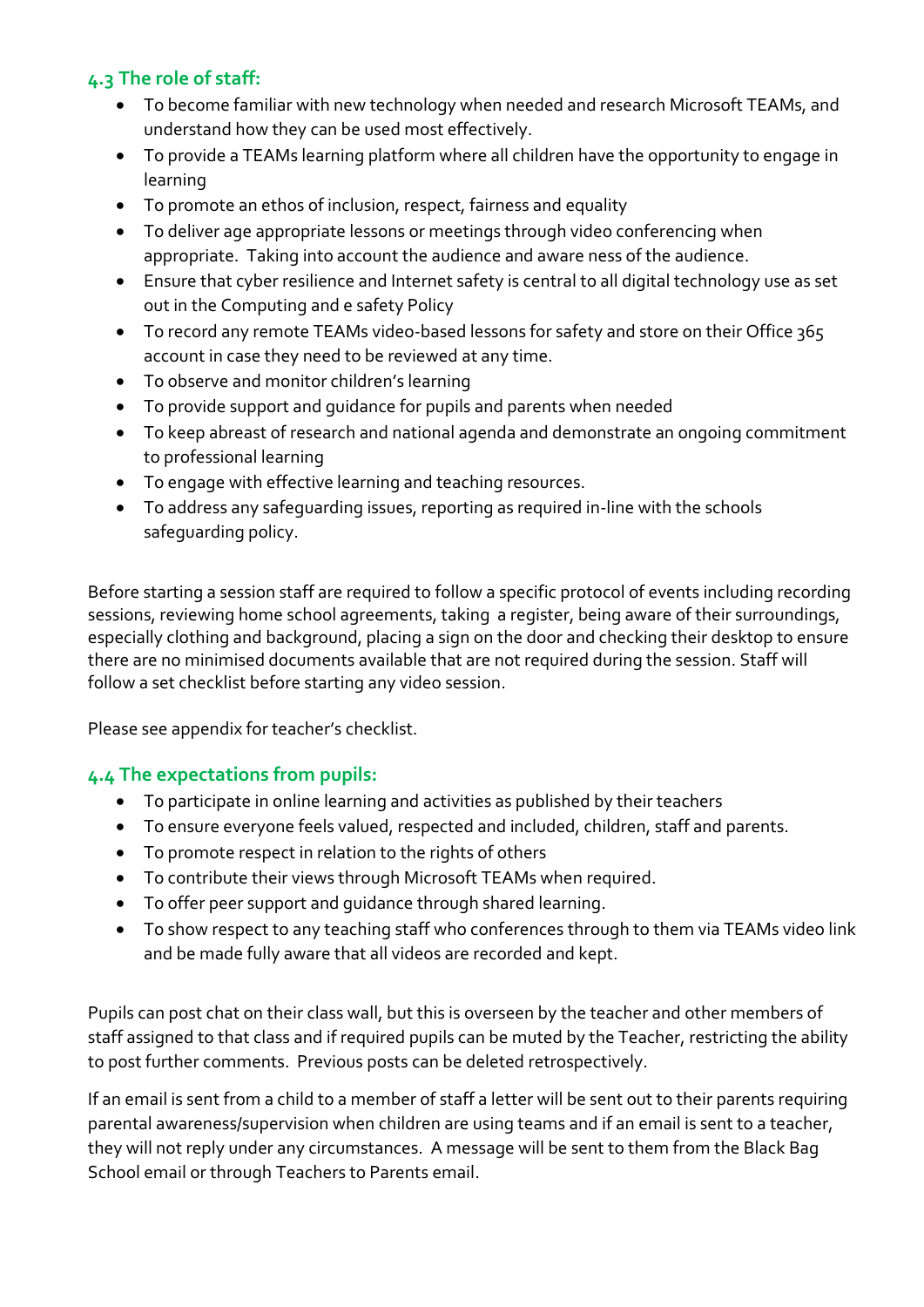### 4.3 The role of staff:

- To become familiar with new technology when needed and research Microsoft TEAMs, and understand how they can be used most effectively.
- To provide a TEAMs learning platform where all children have the opportunity to engage in learning
- To promote an ethos of inclusion, respect, fairness and equality
- To deliver age appropriate lessons or meetings through video conferencing when appropriate. Taking into account the audience and aware ness of the audience.
- Ensure that cyber resilience and Internet safety is central to all digital technology use as set out in the Computing and e safety Policy
- To record any remote TEAMs video-based lessons for safety and store on their Office 365 account in case they need to be reviewed at any time.
- To observe and monitor children's learning
- To provide support and guidance for pupils and parents when needed
- To keep abreast of research and national agenda and demonstrate an ongoing commitment to professional learning
- To engage with effective learning and teaching resources.
- To address any safeguarding issues, reporting as required in-line with the schools safeguarding policy.

Before starting a session staff are required to follow a specific protocol of events including recording sessions, reviewing home school agreements, taking a register, being aware of their surroundings, especially clothing and background, placing a sign on the door and checking their desktop to ensure there are no minimised documents available that are not required during the session. Staff will follow a set checklist before starting any video session.

Please see appendix for teacher's checklist.

### 4.4 The expectations from pupils:

- To participate in online learning and activities as published by their teachers
- To ensure everyone feels valued, respected and included, children, staff and parents.
- To promote respect in relation to the rights of others
- To contribute their views through Microsoft TEAMs when required.
- To offer peer support and guidance through shared learning.
- To show respect to any teaching staff who conferences through to them via TEAMs video link and be made fully aware that all videos are recorded and kept.

Pupils can post chat on their class wall, but this is overseen by the teacher and other members of staff assigned to that class and if required pupils can be muted by the Teacher, restricting the ability to post further comments. Previous posts can be deleted retrospectively.

If an email is sent from a child to a member of staff a letter will be sent out to their parents requiring parental awareness/supervision when children are using teams and if an email is sent to a teacher, they will not reply under any circumstances. A message will be sent to them from the Black Bag School email or through Teachers to Parents email.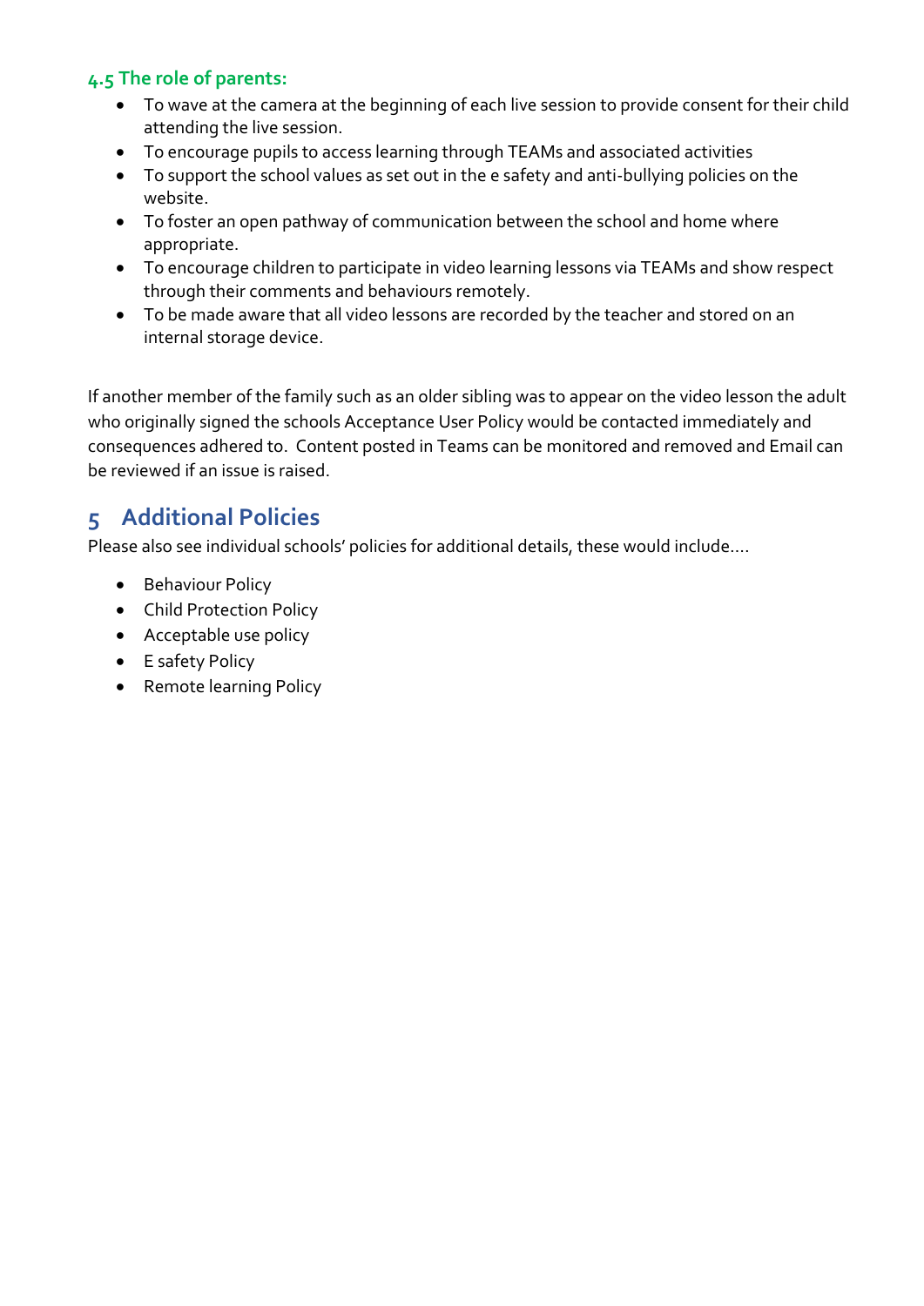### 4.5 The role of parents:

- To wave at the camera at the beginning of each live session to provide consent for their child attending the live session.
- To encourage pupils to access learning through TEAMs and associated activities
- To support the school values as set out in the e safety and anti-bullying policies on the website.
- To foster an open pathway of communication between the school and home where appropriate.
- To encourage children to participate in video learning lessons via TEAMs and show respect through their comments and behaviours remotely.
- To be made aware that all video lessons are recorded by the teacher and stored on an internal storage device.

If another member of the family such as an older sibling was to appear on the video lesson the adult who originally signed the schools Acceptance User Policy would be contacted immediately and consequences adhered to. Content posted in Teams can be monitored and removed and Email can be reviewed if an issue is raised.

## 5 Additional Policies

Please also see individual schools' policies for additional details, these would include….

- Behaviour Policy
- Child Protection Policy
- Acceptable use policy
- E safety Policy
- Remote learning Policy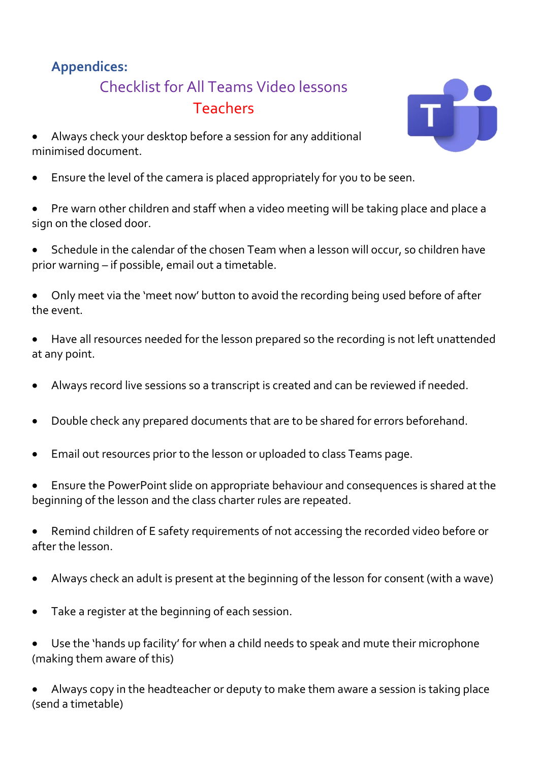## Appendices:

### Checklist for All Teams Video lessons

### Teachers

- Always check your desktop before a session for any additional minimised document.
- Ensure the level of the camera is placed appropriately for you to be seen.
- Pre warn other children and staff when a video meeting will be taking place and place a sign on the closed door.
- Schedule in the calendar of the chosen Team when a lesson will occur, so children have prior warning – if possible, email out a timetable.
- Only meet via the 'meet now' button to avoid the recording being used before of after the event.
- Have all resources needed for the lesson prepared so the recording is not left unattended at any point.
- Always record live sessions so a transcript is created and can be reviewed if needed.
- Double check any prepared documents that are to be shared for errors beforehand.
- Email out resources prior to the lesson or uploaded to class Teams page.
- Ensure the PowerPoint slide on appropriate behaviour and consequences is shared at the beginning of the lesson and the class charter rules are repeated.
- Remind children of E safety requirements of not accessing the recorded video before or after the lesson.
- Always check an adult is present at the beginning of the lesson for consent (with a wave)
- Take a register at the beginning of each session.
- Use the 'hands up facility' for when a child needs to speak and mute their microphone (making them aware of this)
- Always copy in the headteacher or deputy to make them aware a session is taking place (send a timetable)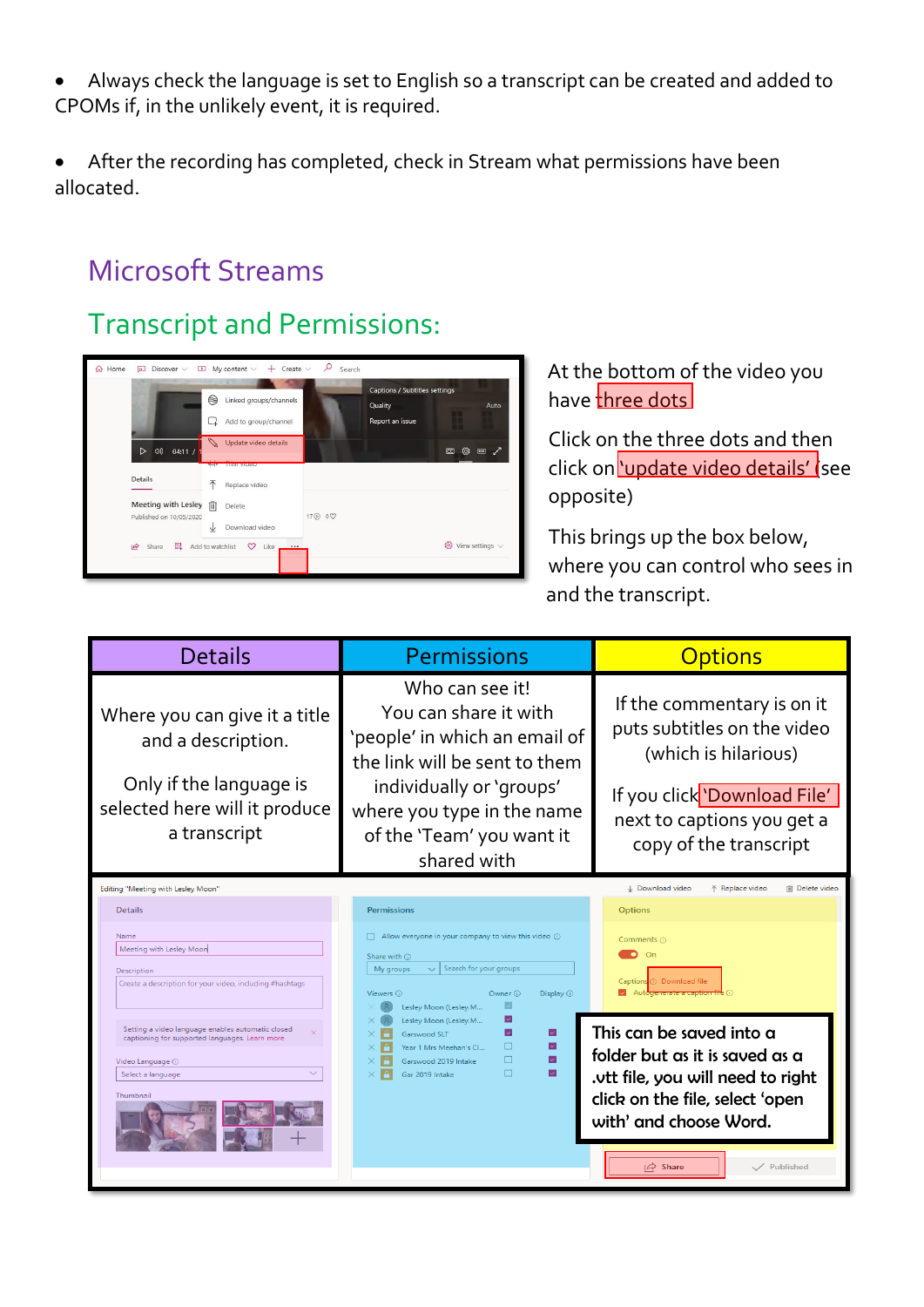- Always check the language is set to English so a transcript can be created and added to CPOMs if, in the unlikely event, it is required.

- After the recording has completed, check in Stream what permissions have been allocated.

# Microsoft Streams

## Transcript and Permissions:

At the bottom of the video you have three dots

Click on the three dots and then click on 'update video details' (see opposite)

This brings up the box below, where you can control who sees in and the transcript.

| Details | Permissions | Options |
| --- | --- | --- |
| Where you can give it a title and a description.<br><br>Only if the language is selected here will it produce a transcript | Who can see it!<br>You can share it with 'people' in which an email of the link will be sent to them individually or 'groups' where you type in the name of the 'Team' you want it shared with | If the commentary is on it puts subtitles on the video (which is hilarious)<br><br>If you click 'Download File' next to captions you get a copy of the transcript |

This can be saved into a folder but as it is saved as a .vtt file, you will need to right click on the file, select 'open with' and choose Word.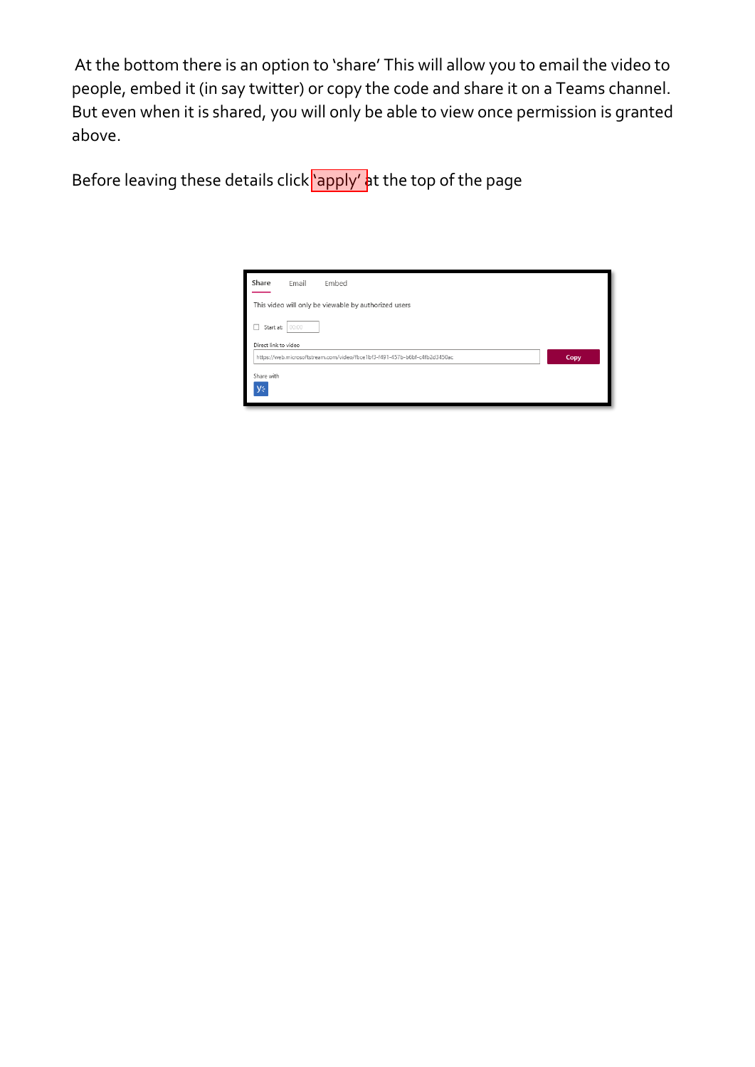At the bottom there is an option to 'share' This will allow you to email the video to people, embed it (in say twitter) or copy the code and share it on a Teams channel. But even when it is shared, you will only be able to view once permission is granted above.

Before leaving these details click 'apply' at the top of the page

Share Email Embed

This video will only be viewable by authorized users

Start at: 00:00

Direct link to video

https://web.microsoftstream.com/video/fbce1bf3-f491-457b-b6bf-c4fb2d3450ac

Copy

Share with